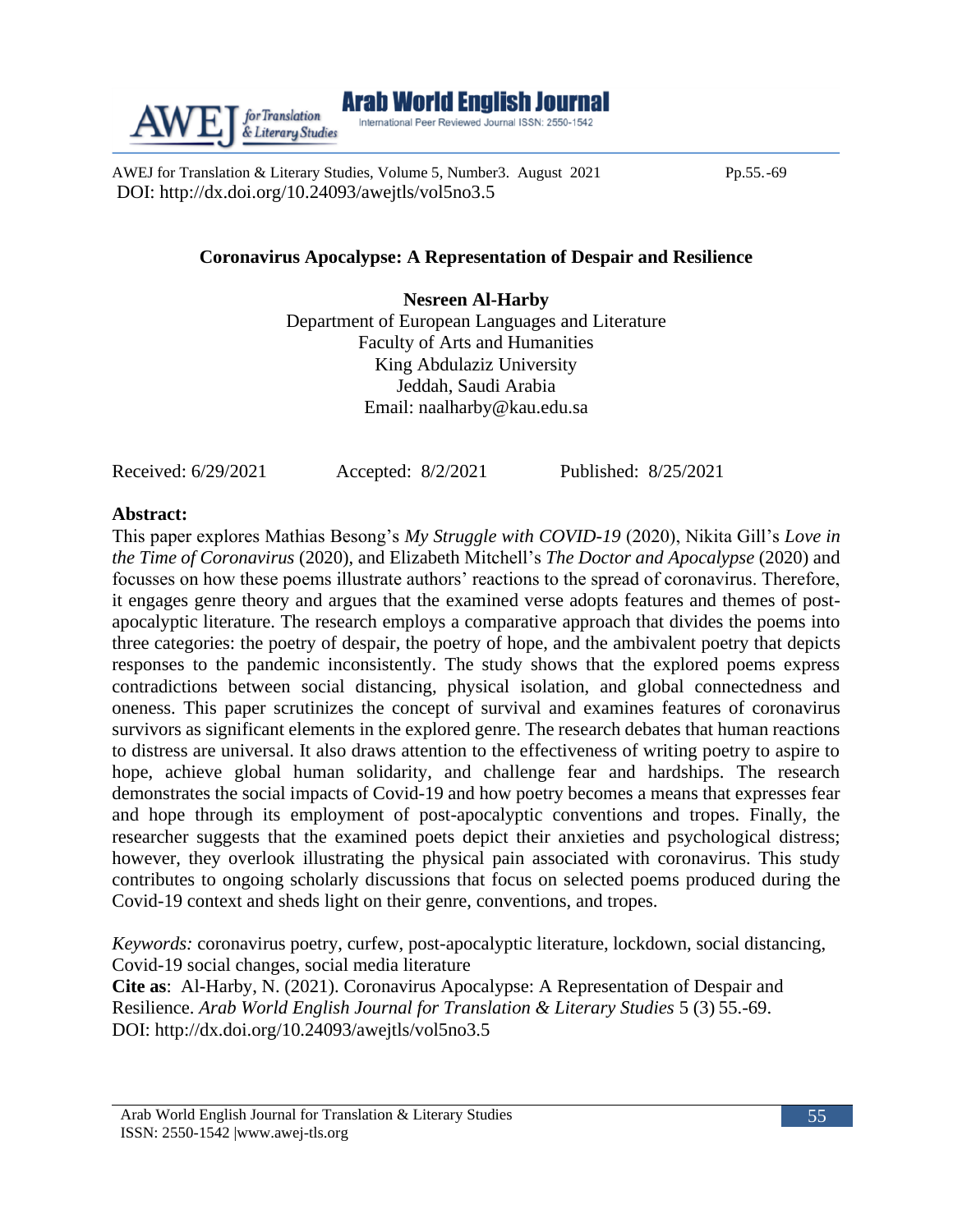**Coronavirus Apocalypse: A Representation of Despair and Resilience**

**Nesreen Al-Harby**
Department of European Languages and Literature
Faculty of Arts and Humanities
King Abdulaziz University
Jeddah, Saudi Arabia
Email: naalharby@kau.edu.sa

Received: 6/29/2021 Accepted: 8/2/2021 Published: 8/25/2021

**Abstract:**

This paper explores Mathias Besong's *My Struggle with COVID-19* (2020), Nikita Gill's *Love in the Time of Coronavirus* (2020), and Elizabeth Mitchell's *The Doctor and Apocalypse* (2020) and focusses on how these poems illustrate authors' reactions to the spread of coronavirus. Therefore, it engages genre theory and argues that the examined verse adopts features and themes of post-apocalyptic literature. The research employs a comparative approach that divides the poems into three categories: the poetry of despair, the poetry of hope, and the ambivalent poetry that depicts responses to the pandemic inconsistently. The study shows that the explored poems express contradictions between social distancing, physical isolation, and global connectedness and oneness. This paper scrutinizes the concept of survival and examines features of coronavirus survivors as significant elements in the explored genre. The research debates that human reactions to distress are universal. It also draws attention to the effectiveness of writing poetry to aspire to hope, achieve global human solidarity, and challenge fear and hardships. The research demonstrates the social impacts of Covid-19 and how poetry becomes a means that expresses fear and hope through its employment of post-apocalyptic conventions and tropes. Finally, the researcher suggests that the examined poets depict their anxieties and psychological distress; however, they overlook illustrating the physical pain associated with coronavirus. This study contributes to ongoing scholarly discussions that focus on selected poems produced during the Covid-19 context and sheds light on their genre, conventions, and tropes.

*Keywords:* coronavirus poetry, curfew, post-apocalyptic literature, lockdown, social distancing, Covid-19 social changes, social media literature

**Cite as**: Al-Harby, N. (2021). Coronavirus Apocalypse: A Representation of Despair and Resilience. *Arab World English Journal for Translation & Literary Studies* 5 (3) 55.-69.
DOI: http://dx.doi.org/10.24093/awejtls/vol5no3.5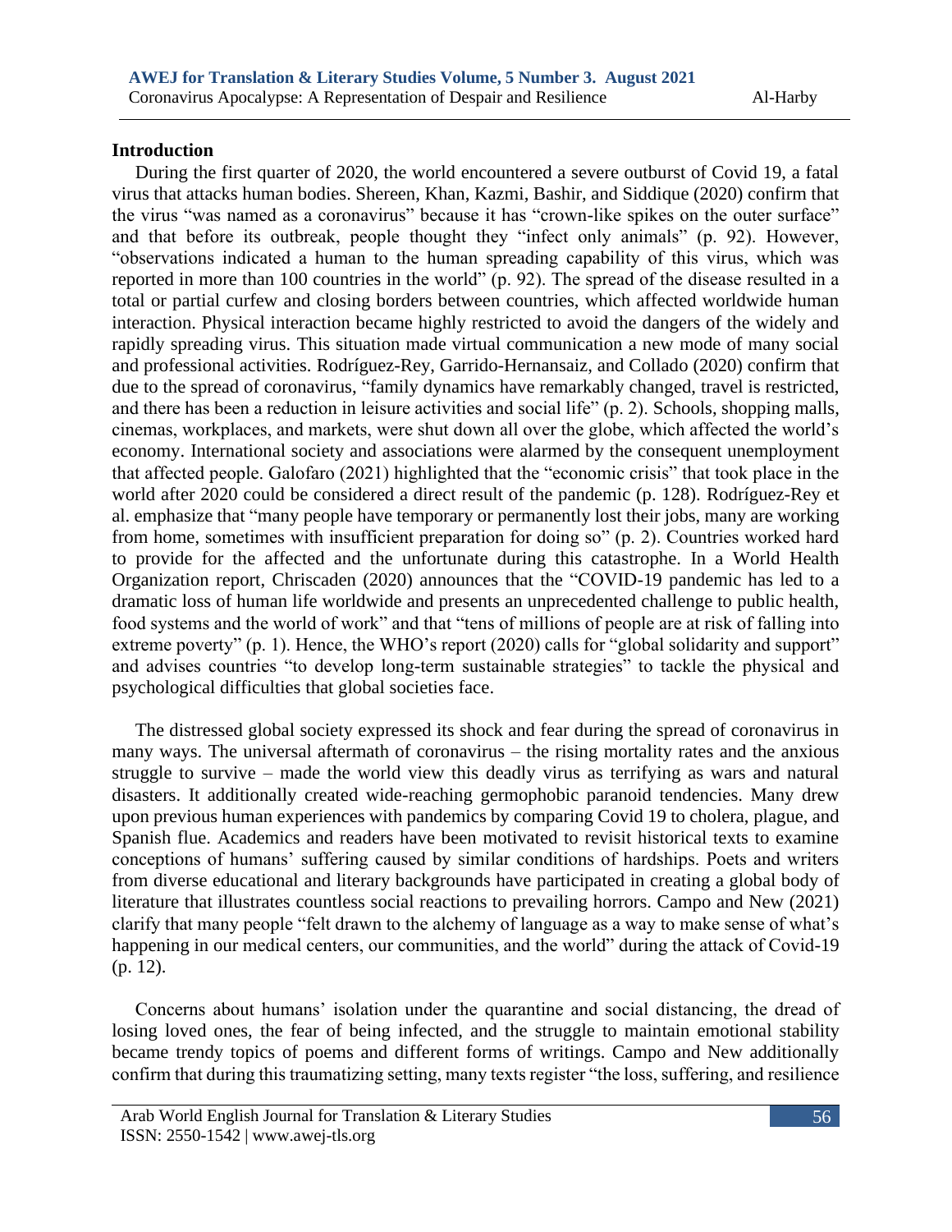## Introduction

During the first quarter of 2020, the world encountered a severe outburst of Covid 19, a fatal virus that attacks human bodies. Shereen, Khan, Kazmi, Bashir, and Siddique (2020) confirm that the virus "was named as a coronavirus" because it has "crown-like spikes on the outer surface" and that before its outbreak, people thought they "infect only animals" (p. 92). However, "observations indicated a human to the human spreading capability of this virus, which was reported in more than 100 countries in the world" (p. 92). The spread of the disease resulted in a total or partial curfew and closing borders between countries, which affected worldwide human interaction. Physical interaction became highly restricted to avoid the dangers of the widely and rapidly spreading virus. This situation made virtual communication a new mode of many social and professional activities. Rodríguez-Rey, Garrido-Hernansaiz, and Collado (2020) confirm that due to the spread of coronavirus, "family dynamics have remarkably changed, travel is restricted, and there has been a reduction in leisure activities and social life" (p. 2). Schools, shopping malls, cinemas, workplaces, and markets, were shut down all over the globe, which affected the world's economy. International society and associations were alarmed by the consequent unemployment that affected people. Galofaro (2021) highlighted that the "economic crisis" that took place in the world after 2020 could be considered a direct result of the pandemic (p. 128). Rodríguez-Rey et al. emphasize that "many people have temporary or permanently lost their jobs, many are working from home, sometimes with insufficient preparation for doing so" (p. 2). Countries worked hard to provide for the affected and the unfortunate during this catastrophe. In a World Health Organization report, Chriscaden (2020) announces that the "COVID-19 pandemic has led to a dramatic loss of human life worldwide and presents an unprecedented challenge to public health, food systems and the world of work" and that "tens of millions of people are at risk of falling into extreme poverty" (p. 1). Hence, the WHO's report (2020) calls for "global solidarity and support" and advises countries "to develop long-term sustainable strategies" to tackle the physical and psychological difficulties that global societies face.

The distressed global society expressed its shock and fear during the spread of coronavirus in many ways. The universal aftermath of coronavirus – the rising mortality rates and the anxious struggle to survive – made the world view this deadly virus as terrifying as wars and natural disasters. It additionally created wide-reaching germophobic paranoid tendencies. Many drew upon previous human experiences with pandemics by comparing Covid 19 to cholera, plague, and Spanish flue. Academics and readers have been motivated to revisit historical texts to examine conceptions of humans' suffering caused by similar conditions of hardships. Poets and writers from diverse educational and literary backgrounds have participated in creating a global body of literature that illustrates countless social reactions to prevailing horrors. Campo and New (2021) clarify that many people "felt drawn to the alchemy of language as a way to make sense of what's happening in our medical centers, our communities, and the world" during the attack of Covid-19 (p. 12).

Concerns about humans' isolation under the quarantine and social distancing, the dread of losing loved ones, the fear of being infected, and the struggle to maintain emotional stability became trendy topics of poems and different forms of writings. Campo and New additionally confirm that during this traumatizing setting, many texts register "the loss, suffering, and resilience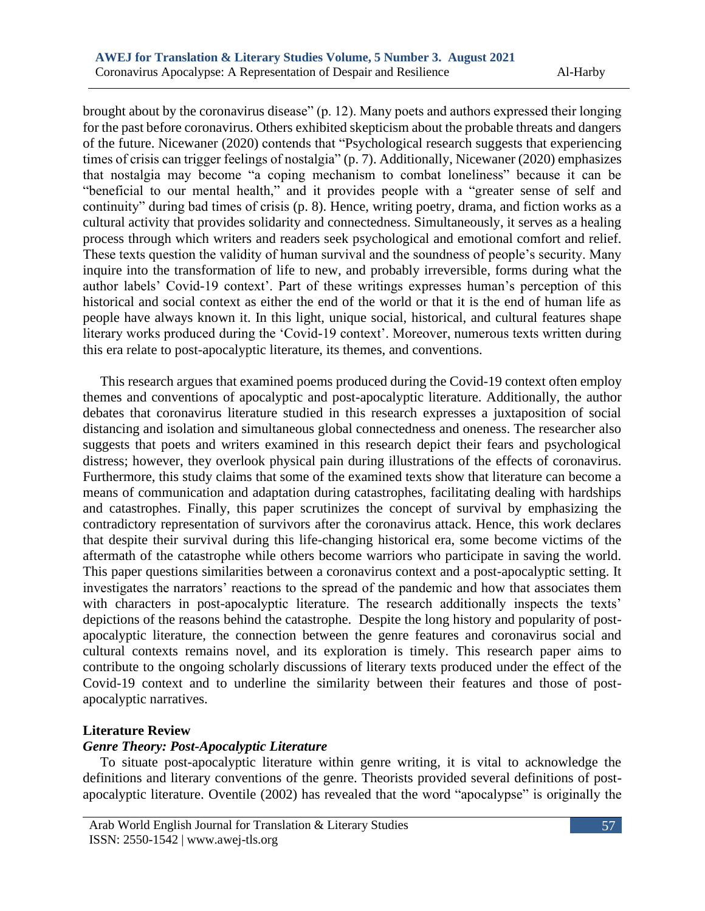brought about by the coronavirus disease" (p. 12). Many poets and authors expressed their longing for the past before coronavirus. Others exhibited skepticism about the probable threats and dangers of the future. Nicewaner (2020) contends that "Psychological research suggests that experiencing times of crisis can trigger feelings of nostalgia" (p. 7). Additionally, Nicewaner (2020) emphasizes that nostalgia may become "a coping mechanism to combat loneliness" because it can be "beneficial to our mental health," and it provides people with a "greater sense of self and continuity" during bad times of crisis (p. 8). Hence, writing poetry, drama, and fiction works as a cultural activity that provides solidarity and connectedness. Simultaneously, it serves as a healing process through which writers and readers seek psychological and emotional comfort and relief. These texts question the validity of human survival and the soundness of people's security. Many inquire into the transformation of life to new, and probably irreversible, forms during what the author labels' Covid-19 context'. Part of these writings expresses human's perception of this historical and social context as either the end of the world or that it is the end of human life as people have always known it. In this light, unique social, historical, and cultural features shape literary works produced during the 'Covid-19 context'. Moreover, numerous texts written during this era relate to post-apocalyptic literature, its themes, and conventions.

This research argues that examined poems produced during the Covid-19 context often employ themes and conventions of apocalyptic and post-apocalyptic literature. Additionally, the author debates that coronavirus literature studied in this research expresses a juxtaposition of social distancing and isolation and simultaneous global connectedness and oneness. The researcher also suggests that poets and writers examined in this research depict their fears and psychological distress; however, they overlook physical pain during illustrations of the effects of coronavirus. Furthermore, this study claims that some of the examined texts show that literature can become a means of communication and adaptation during catastrophes, facilitating dealing with hardships and catastrophes. Finally, this paper scrutinizes the concept of survival by emphasizing the contradictory representation of survivors after the coronavirus attack. Hence, this work declares that despite their survival during this life-changing historical era, some become victims of the aftermath of the catastrophe while others become warriors who participate in saving the world. This paper questions similarities between a coronavirus context and a post-apocalyptic setting. It investigates the narrators' reactions to the spread of the pandemic and how that associates them with characters in post-apocalyptic literature. The research additionally inspects the texts' depictions of the reasons behind the catastrophe. Despite the long history and popularity of post-apocalyptic literature, the connection between the genre features and coronavirus social and cultural contexts remains novel, and its exploration is timely. This research paper aims to contribute to the ongoing scholarly discussions of literary texts produced under the effect of the Covid-19 context and to underline the similarity between their features and those of post-apocalyptic narratives.

## Literature Review

### *Genre Theory: Post-Apocalyptic Literature*

To situate post-apocalyptic literature within genre writing, it is vital to acknowledge the definitions and literary conventions of the genre. Theorists provided several definitions of post-apocalyptic literature. Oventile (2002) has revealed that the word "apocalypse" is originally the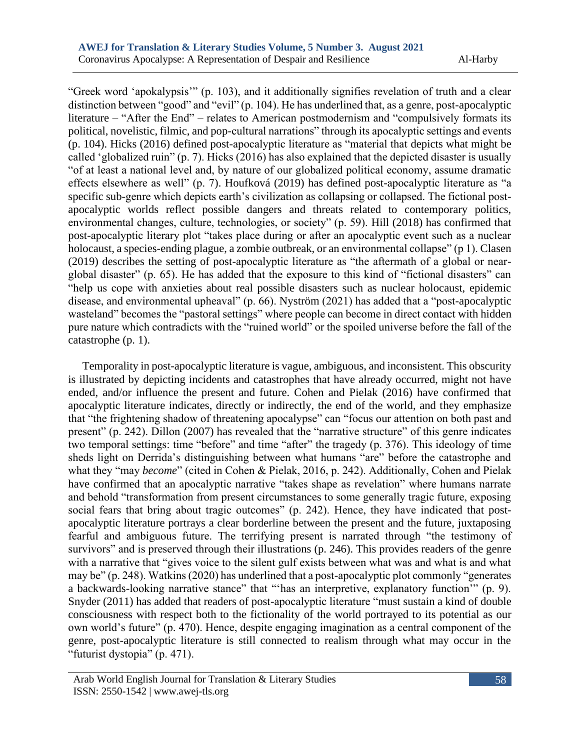"Greek word 'apokalypsis'" (p. 103), and it additionally signifies revelation of truth and a clear distinction between "good" and "evil" (p. 104). He has underlined that, as a genre, post-apocalyptic literature – "After the End" – relates to American postmodernism and "compulsively formats its political, novelistic, filmic, and pop-cultural narrations" through its apocalyptic settings and events (p. 104). Hicks (2016) defined post-apocalyptic literature as "material that depicts what might be called 'globalized ruin" (p. 7). Hicks (2016) has also explained that the depicted disaster is usually "of at least a national level and, by nature of our globalized political economy, assume dramatic effects elsewhere as well" (p. 7). Houfková (2019) has defined post-apocalyptic literature as "a specific sub-genre which depicts earth's civilization as collapsing or collapsed. The fictional post-apocalyptic worlds reflect possible dangers and threats related to contemporary politics, environmental changes, culture, technologies, or society" (p. 59). Hill (2018) has confirmed that post-apocalyptic literary plot "takes place during or after an apocalyptic event such as a nuclear holocaust, a species-ending plague, a zombie outbreak, or an environmental collapse" (p 1). Clasen (2019) describes the setting of post-apocalyptic literature as "the aftermath of a global or near-global disaster" (p. 65). He has added that the exposure to this kind of "fictional disasters" can "help us cope with anxieties about real possible disasters such as nuclear holocaust, epidemic disease, and environmental upheaval" (p. 66). Nyström (2021) has added that a "post-apocalyptic wasteland" becomes the "pastoral settings" where people can become in direct contact with hidden pure nature which contradicts with the "ruined world" or the spoiled universe before the fall of the catastrophe (p. 1).

Temporality in post-apocalyptic literature is vague, ambiguous, and inconsistent. This obscurity is illustrated by depicting incidents and catastrophes that have already occurred, might not have ended, and/or influence the present and future. Cohen and Pielak (2016) have confirmed that apocalyptic literature indicates, directly or indirectly, the end of the world, and they emphasize that "the frightening shadow of threatening apocalypse" can "focus our attention on both past and present" (p. 242). Dillon (2007) has revealed that the "narrative structure" of this genre indicates two temporal settings: time "before" and time "after" the tragedy (p. 376). This ideology of time sheds light on Derrida's distinguishing between what humans "are" before the catastrophe and what they "may *become*" (cited in Cohen & Pielak, 2016, p. 242). Additionally, Cohen and Pielak have confirmed that an apocalyptic narrative "takes shape as revelation" where humans narrate and behold "transformation from present circumstances to some generally tragic future, exposing social fears that bring about tragic outcomes" (p. 242). Hence, they have indicated that post-apocalyptic literature portrays a clear borderline between the present and the future, juxtaposing fearful and ambiguous future. The terrifying present is narrated through "the testimony of survivors" and is preserved through their illustrations (p. 246). This provides readers of the genre with a narrative that "gives voice to the silent gulf exists between what was and what is and what may be" (p. 248). Watkins (2020) has underlined that a post-apocalyptic plot commonly "generates a backwards-looking narrative stance" that "'has an interpretive, explanatory function'" (p. 9). Snyder (2011) has added that readers of post-apocalyptic literature "must sustain a kind of double consciousness with respect both to the fictionality of the world portrayed to its potential as our own world's future" (p. 470). Hence, despite engaging imagination as a central component of the genre, post-apocalyptic literature is still connected to realism through what may occur in the "futurist dystopia" (p. 471).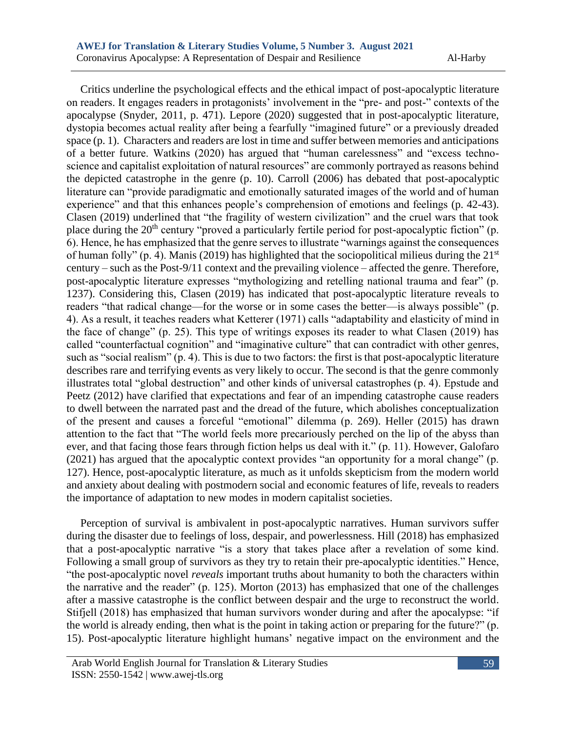Critics underline the psychological effects and the ethical impact of post-apocalyptic literature on readers. It engages readers in protagonists' involvement in the "pre- and post-" contexts of the apocalypse (Snyder, 2011, p. 471). Lepore (2020) suggested that in post-apocalyptic literature, dystopia becomes actual reality after being a fearfully "imagined future" or a previously dreaded space (p. 1). Characters and readers are lost in time and suffer between memories and anticipations of a better future. Watkins (2020) has argued that "human carelessness" and "excess techno-science and capitalist exploitation of natural resources" are commonly portrayed as reasons behind the depicted catastrophe in the genre (p. 10). Carroll (2006) has debated that post-apocalyptic literature can "provide paradigmatic and emotionally saturated images of the world and of human experience" and that this enhances people's comprehension of emotions and feelings (p. 42-43). Clasen (2019) underlined that "the fragility of western civilization" and the cruel wars that took place during the 20th century "proved a particularly fertile period for post-apocalyptic fiction" (p. 6). Hence, he has emphasized that the genre serves to illustrate "warnings against the consequences of human folly" (p. 4). Manis (2019) has highlighted that the sociopolitical milieus during the 21st century – such as the Post-9/11 context and the prevailing violence – affected the genre. Therefore, post-apocalyptic literature expresses "mythologizing and retelling national trauma and fear" (p. 1237). Considering this, Clasen (2019) has indicated that post-apocalyptic literature reveals to readers "that radical change—for the worse or in some cases the better—is always possible" (p. 4). As a result, it teaches readers what Ketterer (1971) calls "adaptability and elasticity of mind in the face of change" (p. 25). This type of writings exposes its reader to what Clasen (2019) has called "counterfactual cognition" and "imaginative culture" that can contradict with other genres, such as "social realism" (p. 4). This is due to two factors: the first is that post-apocalyptic literature describes rare and terrifying events as very likely to occur. The second is that the genre commonly illustrates total "global destruction" and other kinds of universal catastrophes (p. 4). Epstude and Peetz (2012) have clarified that expectations and fear of an impending catastrophe cause readers to dwell between the narrated past and the dread of the future, which abolishes conceptualization of the present and causes a forceful "emotional" dilemma (p. 269). Heller (2015) has drawn attention to the fact that "The world feels more precariously perched on the lip of the abyss than ever, and that facing those fears through fiction helps us deal with it." (p. 11). However, Galofaro (2021) has argued that the apocalyptic context provides "an opportunity for a moral change" (p. 127). Hence, post-apocalyptic literature, as much as it unfolds skepticism from the modern world and anxiety about dealing with postmodern social and economic features of life, reveals to readers the importance of adaptation to new modes in modern capitalist societies.

Perception of survival is ambivalent in post-apocalyptic narratives. Human survivors suffer during the disaster due to feelings of loss, despair, and powerlessness. Hill (2018) has emphasized that a post-apocalyptic narrative "is a story that takes place after a revelation of some kind. Following a small group of survivors as they try to retain their pre-apocalyptic identities." Hence, "the post-apocalyptic novel *reveals* important truths about humanity to both the characters within the narrative and the reader" (p. 125). Morton (2013) has emphasized that one of the challenges after a massive catastrophe is the conflict between despair and the urge to reconstruct the world. Stifjell (2018) has emphasized that human survivors wonder during and after the apocalypse: "if the world is already ending, then what is the point in taking action or preparing for the future?" (p. 15). Post-apocalyptic literature highlight humans' negative impact on the environment and the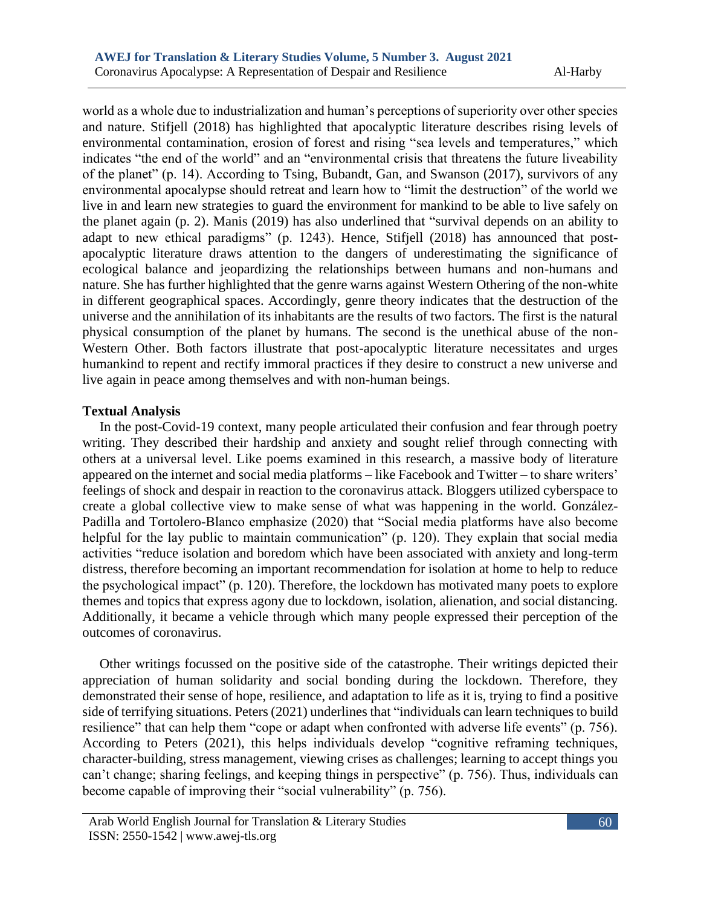world as a whole due to industrialization and human's perceptions of superiority over other species and nature. Stifjell (2018) has highlighted that apocalyptic literature describes rising levels of environmental contamination, erosion of forest and rising "sea levels and temperatures," which indicates "the end of the world" and an "environmental crisis that threatens the future liveability of the planet" (p. 14). According to Tsing, Bubandt, Gan, and Swanson (2017), survivors of any environmental apocalypse should retreat and learn how to "limit the destruction" of the world we live in and learn new strategies to guard the environment for mankind to be able to live safely on the planet again (p. 2). Manis (2019) has also underlined that "survival depends on an ability to adapt to new ethical paradigms" (p. 1243). Hence, Stifjell (2018) has announced that post-apocalyptic literature draws attention to the dangers of underestimating the significance of ecological balance and jeopardizing the relationships between humans and non-humans and nature. She has further highlighted that the genre warns against Western Othering of the non-white in different geographical spaces. Accordingly, genre theory indicates that the destruction of the universe and the annihilation of its inhabitants are the results of two factors. The first is the natural physical consumption of the planet by humans. The second is the unethical abuse of the non-Western Other. Both factors illustrate that post-apocalyptic literature necessitates and urges humankind to repent and rectify immoral practices if they desire to construct a new universe and live again in peace among themselves and with non-human beings.

## Textual Analysis

In the post-Covid-19 context, many people articulated their confusion and fear through poetry writing. They described their hardship and anxiety and sought relief through connecting with others at a universal level. Like poems examined in this research, a massive body of literature appeared on the internet and social media platforms – like Facebook and Twitter – to share writers' feelings of shock and despair in reaction to the coronavirus attack. Bloggers utilized cyberspace to create a global collective view to make sense of what was happening in the world. González-Padilla and Tortolero-Blanco emphasize (2020) that "Social media platforms have also become helpful for the lay public to maintain communication" (p. 120). They explain that social media activities "reduce isolation and boredom which have been associated with anxiety and long-term distress, therefore becoming an important recommendation for isolation at home to help to reduce the psychological impact" (p. 120). Therefore, the lockdown has motivated many poets to explore themes and topics that express agony due to lockdown, isolation, alienation, and social distancing. Additionally, it became a vehicle through which many people expressed their perception of the outcomes of coronavirus.

Other writings focussed on the positive side of the catastrophe. Their writings depicted their appreciation of human solidarity and social bonding during the lockdown. Therefore, they demonstrated their sense of hope, resilience, and adaptation to life as it is, trying to find a positive side of terrifying situations. Peters (2021) underlines that "individuals can learn techniques to build resilience" that can help them "cope or adapt when confronted with adverse life events" (p. 756). According to Peters (2021), this helps individuals develop "cognitive reframing techniques, character-building, stress management, viewing crises as challenges; learning to accept things you can't change; sharing feelings, and keeping things in perspective" (p. 756). Thus, individuals can become capable of improving their "social vulnerability" (p. 756).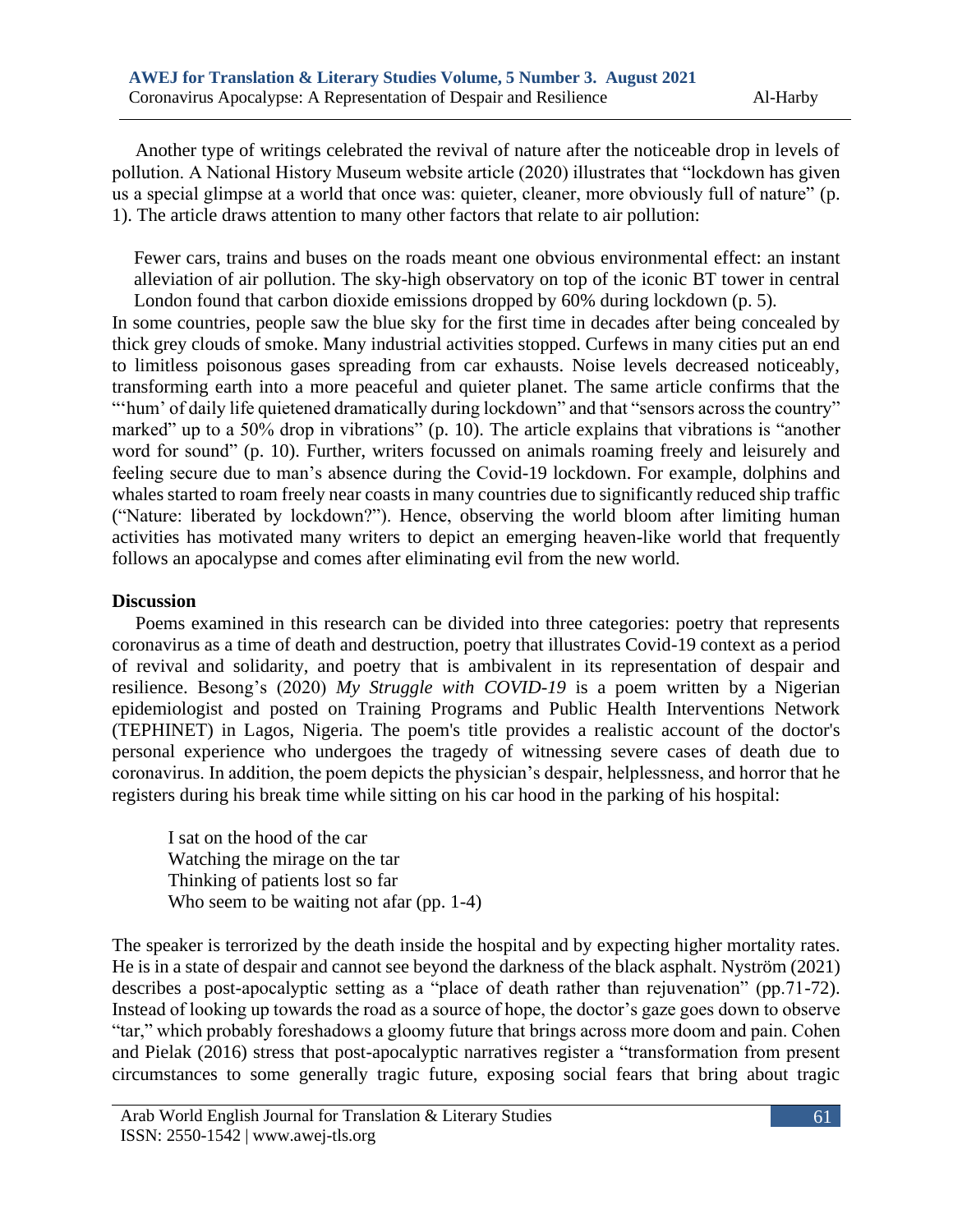Another type of writings celebrated the revival of nature after the noticeable drop in levels of pollution. A National History Museum website article (2020) illustrates that "lockdown has given us a special glimpse at a world that once was: quieter, cleaner, more obviously full of nature" (p. 1). The article draws attention to many other factors that relate to air pollution:

> Fewer cars, trains and buses on the roads meant one obvious environmental effect: an instant alleviation of air pollution. The sky-high observatory on top of the iconic BT tower in central London found that carbon dioxide emissions dropped by 60% during lockdown (p. 5).

In some countries, people saw the blue sky for the first time in decades after being concealed by thick grey clouds of smoke. Many industrial activities stopped. Curfews in many cities put an end to limitless poisonous gases spreading from car exhausts. Noise levels decreased noticeably, transforming earth into a more peaceful and quieter planet. The same article confirms that the "'hum' of daily life quietened dramatically during lockdown" and that "sensors across the country" marked" up to a 50% drop in vibrations" (p. 10). The article explains that vibrations is "another word for sound" (p. 10). Further, writers focussed on animals roaming freely and leisurely and feeling secure due to man's absence during the Covid-19 lockdown. For example, dolphins and whales started to roam freely near coasts in many countries due to significantly reduced ship traffic ("Nature: liberated by lockdown?"). Hence, observing the world bloom after limiting human activities has motivated many writers to depict an emerging heaven-like world that frequently follows an apocalypse and comes after eliminating evil from the new world.

**Discussion**

Poems examined in this research can be divided into three categories: poetry that represents coronavirus as a time of death and destruction, poetry that illustrates Covid-19 context as a period of revival and solidarity, and poetry that is ambivalent in its representation of despair and resilience. Besong's (2020) *My Struggle with COVID-19* is a poem written by a Nigerian epidemiologist and posted on Training Programs and Public Health Interventions Network (TEPHINET) in Lagos, Nigeria. The poem's title provides a realistic account of the doctor's personal experience who undergoes the tragedy of witnessing severe cases of death due to coronavirus. In addition, the poem depicts the physician's despair, helplessness, and horror that he registers during his break time while sitting on his car hood in the parking of his hospital:

> I sat on the hood of the car  
> Watching the mirage on the tar  
> Thinking of patients lost so far  
> Who seem to be waiting not afar (pp. 1-4)

The speaker is terrorized by the death inside the hospital and by expecting higher mortality rates. He is in a state of despair and cannot see beyond the darkness of the black asphalt. Nyström (2021) describes a post-apocalyptic setting as a "place of death rather than rejuvenation" (pp.71-72). Instead of looking up towards the road as a source of hope, the doctor's gaze goes down to observe "tar," which probably foreshadows a gloomy future that brings across more doom and pain. Cohen and Pielak (2016) stress that post-apocalyptic narratives register a "transformation from present circumstances to some generally tragic future, exposing social fears that bring about tragic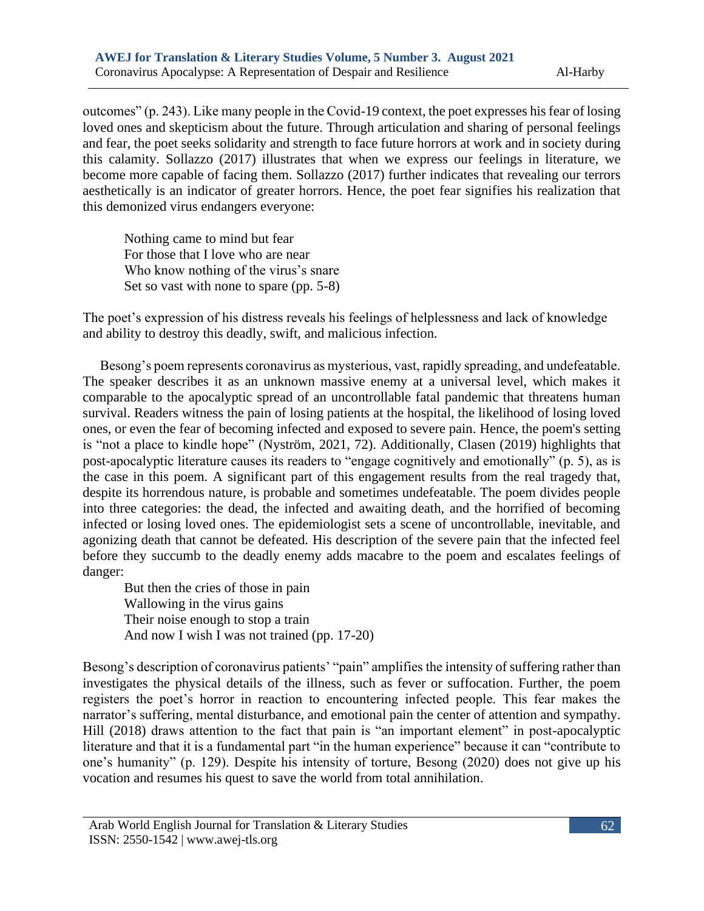outcomes" (p. 243). Like many people in the Covid-19 context, the poet expresses his fear of losing loved ones and skepticism about the future. Through articulation and sharing of personal feelings and fear, the poet seeks solidarity and strength to face future horrors at work and in society during this calamity. Sollazzo (2017) illustrates that when we express our feelings in literature, we become more capable of facing them. Sollazzo (2017) further indicates that revealing our terrors aesthetically is an indicator of greater horrors. Hence, the poet fear signifies his realization that this demonized virus endangers everyone:

> Nothing came to mind but fear  
> For those that I love who are near  
> Who know nothing of the virus's snare  
> Set so vast with none to spare (pp. 5-8)

The poet's expression of his distress reveals his feelings of helplessness and lack of knowledge and ability to destroy this deadly, swift, and malicious infection.

Besong's poem represents coronavirus as mysterious, vast, rapidly spreading, and undefeatable. The speaker describes it as an unknown massive enemy at a universal level, which makes it comparable to the apocalyptic spread of an uncontrollable fatal pandemic that threatens human survival. Readers witness the pain of losing patients at the hospital, the likelihood of losing loved ones, or even the fear of becoming infected and exposed to severe pain. Hence, the poem's setting is "not a place to kindle hope" (Nyström, 2021, 72). Additionally, Clasen (2019) highlights that post-apocalyptic literature causes its readers to "engage cognitively and emotionally" (p. 5), as is the case in this poem. A significant part of this engagement results from the real tragedy that, despite its horrendous nature, is probable and sometimes undefeatable. The poem divides people into three categories: the dead, the infected and awaiting death, and the horrified of becoming infected or losing loved ones. The epidemiologist sets a scene of uncontrollable, inevitable, and agonizing death that cannot be defeated. His description of the severe pain that the infected feel before they succumb to the deadly enemy adds macabre to the poem and escalates feelings of danger:

> But then the cries of those in pain  
> Wallowing in the virus gains  
> Their noise enough to stop a train  
> And now I wish I was not trained (pp. 17-20)

Besong's description of coronavirus patients' "pain" amplifies the intensity of suffering rather than investigates the physical details of the illness, such as fever or suffocation. Further, the poem registers the poet's horror in reaction to encountering infected people. This fear makes the narrator's suffering, mental disturbance, and emotional pain the center of attention and sympathy. Hill (2018) draws attention to the fact that pain is "an important element" in post-apocalyptic literature and that it is a fundamental part "in the human experience" because it can "contribute to one's humanity" (p. 129). Despite his intensity of torture, Besong (2020) does not give up his vocation and resumes his quest to save the world from total annihilation.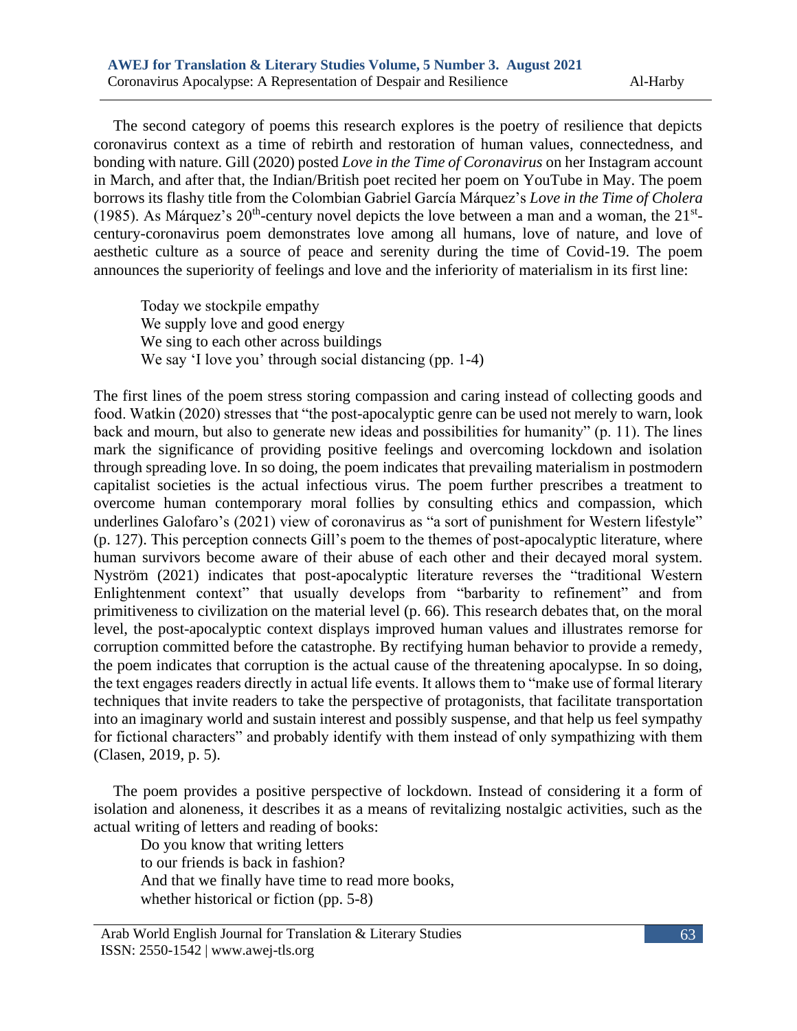The second category of poems this research explores is the poetry of resilience that depicts coronavirus context as a time of rebirth and restoration of human values, connectedness, and bonding with nature. Gill (2020) posted *Love in the Time of Coronavirus* on her Instagram account in March, and after that, the Indian/British poet recited her poem on YouTube in May. The poem borrows its flashy title from the Colombian Gabriel García Márquez's *Love in the Time of Cholera* (1985). As Márquez's 20th-century novel depicts the love between a man and a woman, the 21st-century-coronavirus poem demonstrates love among all humans, love of nature, and love of aesthetic culture as a source of peace and serenity during the time of Covid-19. The poem announces the superiority of feelings and love and the inferiority of materialism in its first line:

> Today we stockpile empathy
> We supply love and good energy
> We sing to each other across buildings
> We say 'I love you' through social distancing (pp. 1-4)

The first lines of the poem stress storing compassion and caring instead of collecting goods and food. Watkin (2020) stresses that "the post-apocalyptic genre can be used not merely to warn, look back and mourn, but also to generate new ideas and possibilities for humanity" (p. 11). The lines mark the significance of providing positive feelings and overcoming lockdown and isolation through spreading love. In so doing, the poem indicates that prevailing materialism in postmodern capitalist societies is the actual infectious virus. The poem further prescribes a treatment to overcome human contemporary moral follies by consulting ethics and compassion, which underlines Galofaro's (2021) view of coronavirus as "a sort of punishment for Western lifestyle" (p. 127). This perception connects Gill's poem to the themes of post-apocalyptic literature, where human survivors become aware of their abuse of each other and their decayed moral system. Nyström (2021) indicates that post-apocalyptic literature reverses the "traditional Western Enlightenment context" that usually develops from "barbarity to refinement" and from primitiveness to civilization on the material level (p. 66). This research debates that, on the moral level, the post-apocalyptic context displays improved human values and illustrates remorse for corruption committed before the catastrophe. By rectifying human behavior to provide a remedy, the poem indicates that corruption is the actual cause of the threatening apocalypse. In so doing, the text engages readers directly in actual life events. It allows them to "make use of formal literary techniques that invite readers to take the perspective of protagonists, that facilitate transportation into an imaginary world and sustain interest and possibly suspense, and that help us feel sympathy for fictional characters" and probably identify with them instead of only sympathizing with them (Clasen, 2019, p. 5).

The poem provides a positive perspective of lockdown. Instead of considering it a form of isolation and aloneness, it describes it as a means of revitalizing nostalgic activities, such as the actual writing of letters and reading of books:

> Do you know that writing letters
> to our friends is back in fashion?
> And that we finally have time to read more books,
> whether historical or fiction (pp. 5-8)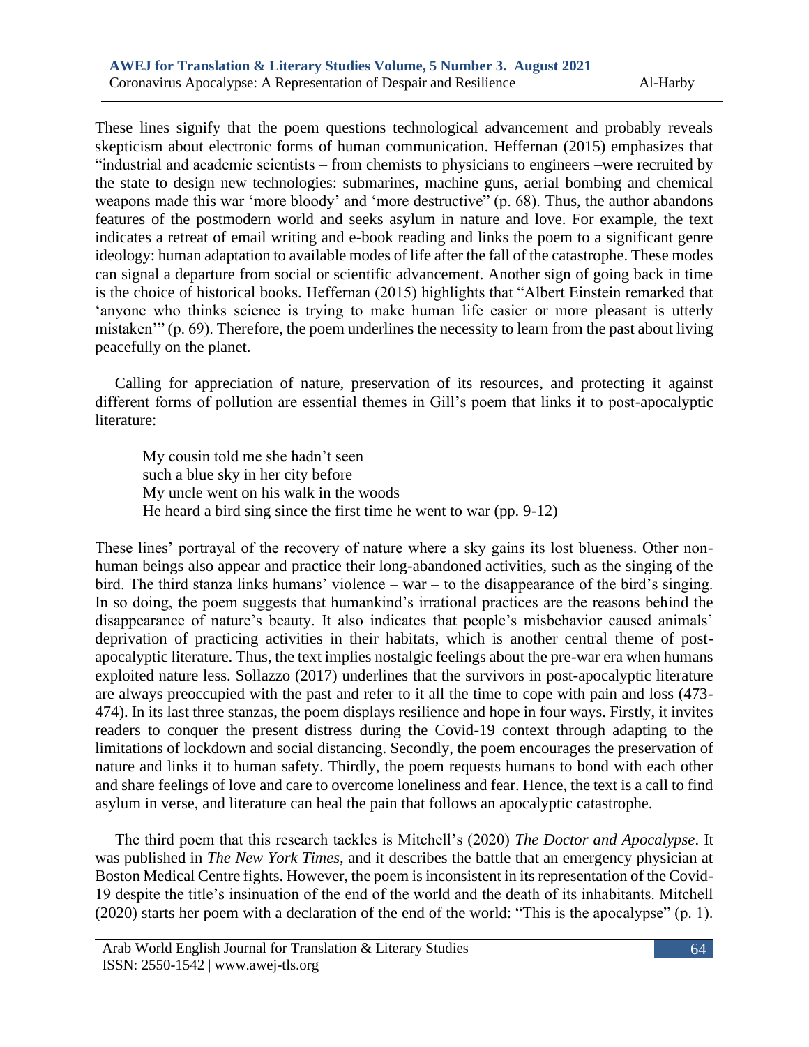These lines signify that the poem questions technological advancement and probably reveals skepticism about electronic forms of human communication. Heffernan (2015) emphasizes that "industrial and academic scientists – from chemists to physicians to engineers –were recruited by the state to design new technologies: submarines, machine guns, aerial bombing and chemical weapons made this war 'more bloody' and 'more destructive" (p. 68). Thus, the author abandons features of the postmodern world and seeks asylum in nature and love. For example, the text indicates a retreat of email writing and e-book reading and links the poem to a significant genre ideology: human adaptation to available modes of life after the fall of the catastrophe. These modes can signal a departure from social or scientific advancement. Another sign of going back in time is the choice of historical books. Heffernan (2015) highlights that "Albert Einstein remarked that 'anyone who thinks science is trying to make human life easier or more pleasant is utterly mistaken'" (p. 69). Therefore, the poem underlines the necessity to learn from the past about living peacefully on the planet.

Calling for appreciation of nature, preservation of its resources, and protecting it against different forms of pollution are essential themes in Gill's poem that links it to post-apocalyptic literature:

> My cousin told me she hadn't seen
> such a blue sky in her city before
> My uncle went on his walk in the woods
> He heard a bird sing since the first time he went to war (pp. 9-12)

These lines' portrayal of the recovery of nature where a sky gains its lost blueness. Other non-human beings also appear and practice their long-abandoned activities, such as the singing of the bird. The third stanza links humans' violence – war – to the disappearance of the bird's singing. In so doing, the poem suggests that humankind's irrational practices are the reasons behind the disappearance of nature's beauty. It also indicates that people's misbehavior caused animals' deprivation of practicing activities in their habitats, which is another central theme of post-apocalyptic literature. Thus, the text implies nostalgic feelings about the pre-war era when humans exploited nature less. Sollazzo (2017) underlines that the survivors in post-apocalyptic literature are always preoccupied with the past and refer to it all the time to cope with pain and loss (473-474). In its last three stanzas, the poem displays resilience and hope in four ways. Firstly, it invites readers to conquer the present distress during the Covid-19 context through adapting to the limitations of lockdown and social distancing. Secondly, the poem encourages the preservation of nature and links it to human safety. Thirdly, the poem requests humans to bond with each other and share feelings of love and care to overcome loneliness and fear. Hence, the text is a call to find asylum in verse, and literature can heal the pain that follows an apocalyptic catastrophe.

The third poem that this research tackles is Mitchell's (2020) *The Doctor and Apocalypse*. It was published in *The New York Times,* and it describes the battle that an emergency physician at Boston Medical Centre fights. However, the poem is inconsistent in its representation of the Covid-19 despite the title's insinuation of the end of the world and the death of its inhabitants. Mitchell (2020) starts her poem with a declaration of the end of the world: "This is the apocalypse" (p. 1).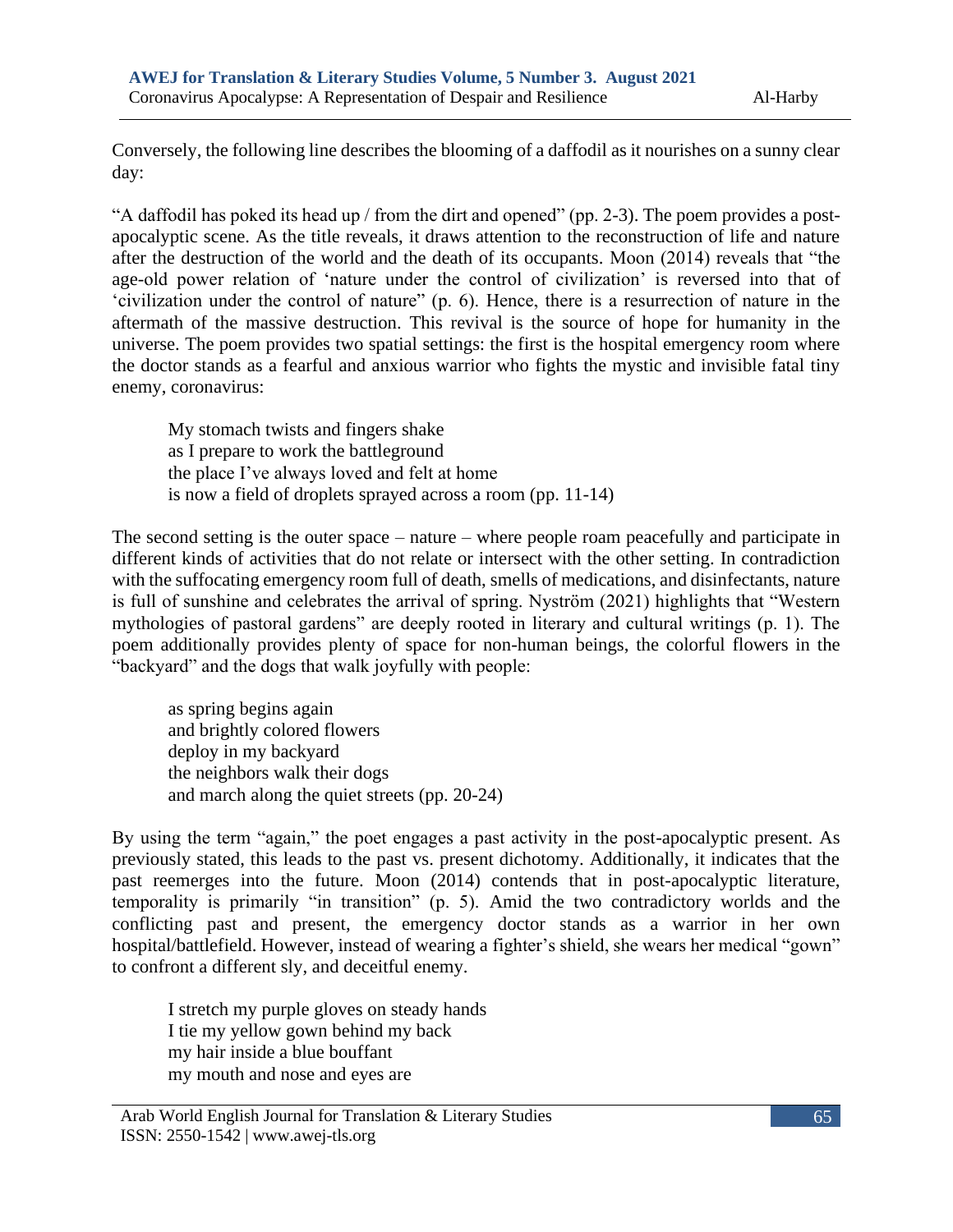Conversely, the following line describes the blooming of a daffodil as it nourishes on a sunny clear day:

"A daffodil has poked its head up / from the dirt and opened" (pp. 2-3). The poem provides a post-apocalyptic scene. As the title reveals, it draws attention to the reconstruction of life and nature after the destruction of the world and the death of its occupants. Moon (2014) reveals that "the age-old power relation of 'nature under the control of civilization' is reversed into that of 'civilization under the control of nature" (p. 6). Hence, there is a resurrection of nature in the aftermath of the massive destruction. This revival is the source of hope for humanity in the universe. The poem provides two spatial settings: the first is the hospital emergency room where the doctor stands as a fearful and anxious warrior who fights the mystic and invisible fatal tiny enemy, coronavirus:

> My stomach twists and fingers shake  
> as I prepare to work the battleground  
> the place I've always loved and felt at home  
> is now a field of droplets sprayed across a room (pp. 11-14)

The second setting is the outer space – nature – where people roam peacefully and participate in different kinds of activities that do not relate or intersect with the other setting. In contradiction with the suffocating emergency room full of death, smells of medications, and disinfectants, nature is full of sunshine and celebrates the arrival of spring. Nyström (2021) highlights that "Western mythologies of pastoral gardens" are deeply rooted in literary and cultural writings (p. 1). The poem additionally provides plenty of space for non-human beings, the colorful flowers in the "backyard" and the dogs that walk joyfully with people:

> as spring begins again  
> and brightly colored flowers  
> deploy in my backyard  
> the neighbors walk their dogs  
> and march along the quiet streets (pp. 20-24)

By using the term "again," the poet engages a past activity in the post-apocalyptic present. As previously stated, this leads to the past vs. present dichotomy. Additionally, it indicates that the past reemerges into the future. Moon (2014) contends that in post-apocalyptic literature, temporality is primarily "in transition" (p. 5). Amid the two contradictory worlds and the conflicting past and present, the emergency doctor stands as a warrior in her own hospital/battlefield. However, instead of wearing a fighter's shield, she wears her medical "gown" to confront a different sly, and deceitful enemy.

> I stretch my purple gloves on steady hands  
> I tie my yellow gown behind my back  
> my hair inside a blue bouffant  
> my mouth and nose and eyes are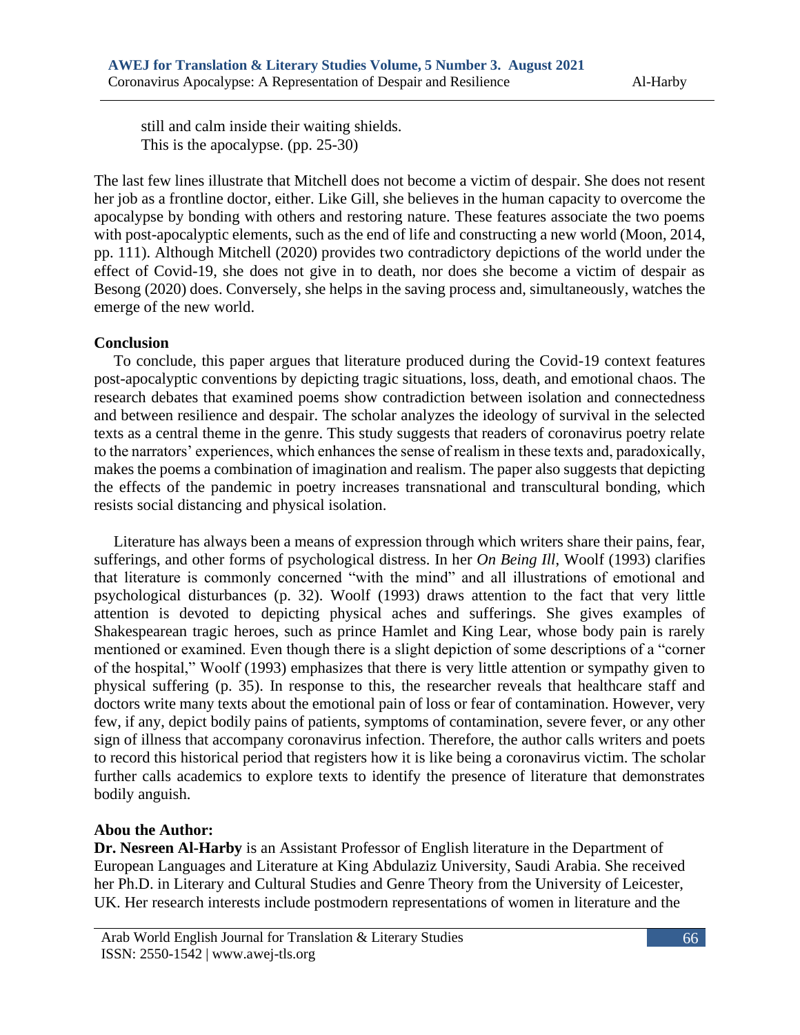still and calm inside their waiting shields.
This is the apocalypse. (pp. 25-30)

The last few lines illustrate that Mitchell does not become a victim of despair. She does not resent her job as a frontline doctor, either. Like Gill, she believes in the human capacity to overcome the apocalypse by bonding with others and restoring nature. These features associate the two poems with post-apocalyptic elements, such as the end of life and constructing a new world (Moon, 2014, pp. 111). Although Mitchell (2020) provides two contradictory depictions of the world under the effect of Covid-19, she does not give in to death, nor does she become a victim of despair as Besong (2020) does. Conversely, she helps in the saving process and, simultaneously, watches the emerge of the new world.

## Conclusion

To conclude, this paper argues that literature produced during the Covid-19 context features post-apocalyptic conventions by depicting tragic situations, loss, death, and emotional chaos. The research debates that examined poems show contradiction between isolation and connectedness and between resilience and despair. The scholar analyzes the ideology of survival in the selected texts as a central theme in the genre. This study suggests that readers of coronavirus poetry relate to the narrators' experiences, which enhances the sense of realism in these texts and, paradoxically, makes the poems a combination of imagination and realism. The paper also suggests that depicting the effects of the pandemic in poetry increases transnational and transcultural bonding, which resists social distancing and physical isolation.

Literature has always been a means of expression through which writers share their pains, fear, sufferings, and other forms of psychological distress. In her *On Being Ill*, Woolf (1993) clarifies that literature is commonly concerned "with the mind" and all illustrations of emotional and psychological disturbances (p. 32). Woolf (1993) draws attention to the fact that very little attention is devoted to depicting physical aches and sufferings. She gives examples of Shakespearean tragic heroes, such as prince Hamlet and King Lear, whose body pain is rarely mentioned or examined. Even though there is a slight depiction of some descriptions of a "corner of the hospital," Woolf (1993) emphasizes that there is very little attention or sympathy given to physical suffering (p. 35). In response to this, the researcher reveals that healthcare staff and doctors write many texts about the emotional pain of loss or fear of contamination. However, very few, if any, depict bodily pains of patients, symptoms of contamination, severe fever, or any other sign of illness that accompany coronavirus infection. Therefore, the author calls writers and poets to record this historical period that registers how it is like being a coronavirus victim. The scholar further calls academics to explore texts to identify the presence of literature that demonstrates bodily anguish.

## Abou the Author:

**Dr. Nesreen Al-Harby** is an Assistant Professor of English literature in the Department of European Languages and Literature at King Abdulaziz University, Saudi Arabia. She received her Ph.D. in Literary and Cultural Studies and Genre Theory from the University of Leicester, UK. Her research interests include postmodern representations of women in literature and the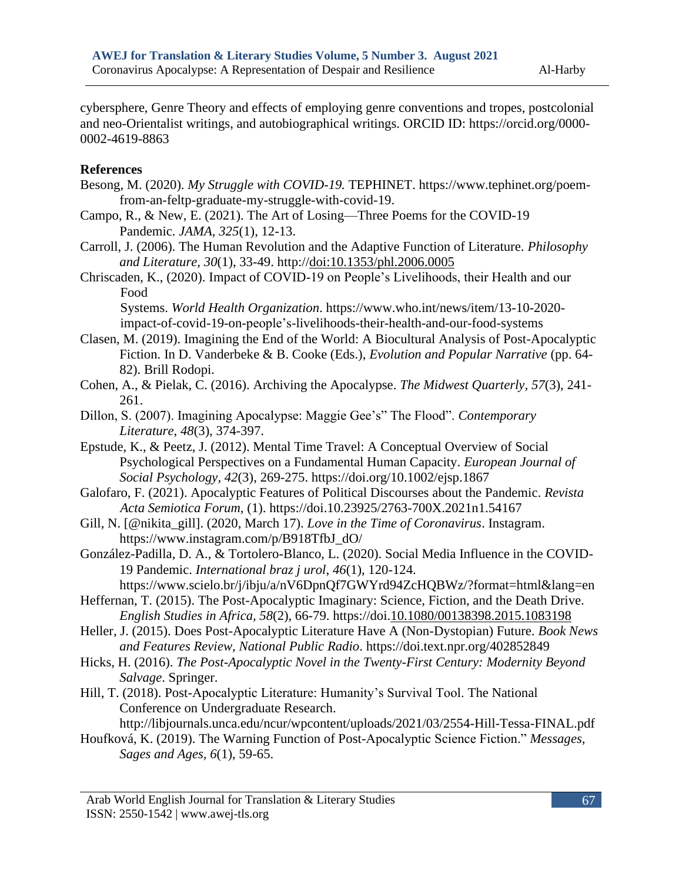cybersphere, Genre Theory and effects of employing genre conventions and tropes, postcolonial and neo-Orientalist writings, and autobiographical writings. ORCID ID: https://orcid.org/0000-0002-4619-8863

## References

Besong, M. (2020). *My Struggle with COVID-19.* TEPHINET. https://www.tephinet.org/poem-from-an-feltp-graduate-my-struggle-with-covid-19.

Campo, R., & New, E. (2021). The Art of Losing—Three Poems for the COVID-19 Pandemic. *JAMA, 325*(1), 12-13.

Carroll, J. (2006). The Human Revolution and the Adaptive Function of Literature. *Philosophy and Literature, 30*(1), 33-49. http://doi:10.1353/phl.2006.0005

Chriscaden, K., (2020). Impact of COVID-19 on People's Livelihoods, their Health and our Food Systems. *World Health Organization*. https://www.who.int/news/item/13-10-2020-impact-of-covid-19-on-people's-livelihoods-their-health-and-our-food-systems

Clasen, M. (2019). Imagining the End of the World: A Biocultural Analysis of Post-Apocalyptic Fiction. In D. Vanderbeke & B. Cooke (Eds.), *Evolution and Popular Narrative* (pp. 64-82). Brill Rodopi.

Cohen, A., & Pielak, C. (2016). Archiving the Apocalypse. *The Midwest Quarterly, 57*(3), 241-261.

Dillon, S. (2007). Imagining Apocalypse: Maggie Gee's" The Flood". *Contemporary Literature*, *48*(3), 374-397.

Epstude, K., & Peetz, J. (2012). Mental Time Travel: A Conceptual Overview of Social Psychological Perspectives on a Fundamental Human Capacity. *European Journal of Social Psychology*, *42*(3), 269-275. https://doi.org/10.1002/ejsp.1867

Galofaro, F. (2021). Apocalyptic Features of Political Discourses about the Pandemic. *Revista Acta Semiotica Forum*, (1). https://doi.10.23925/2763-700X.2021n1.54167

Gill, N. [@nikita_gill]. (2020, March 17). *Love in the Time of Coronavirus*. Instagram. https://www.instagram.com/p/B918TfbJ_dO/

González-Padilla, D. A., & Tortolero-Blanco, L. (2020). Social Media Influence in the COVID-19 Pandemic. *International braz j urol*, *46*(1), 120-124. https://www.scielo.br/j/ibju/a/nV6DpnQf7GWYrd94ZcHQBWz/?format=html&lang=en

Heffernan, T. (2015). The Post-Apocalyptic Imaginary: Science, Fiction, and the Death Drive. *English Studies in Africa*, *58*(2), 66-79. https://doi.10.1080/00138398.2015.1083198

Heller, J. (2015). Does Post-Apocalyptic Literature Have A (Non-Dystopian) Future. *Book News and Features Review*, *National Public Radio*. https://doi.text.npr.org/402852849

Hicks, H. (2016). *The Post-Apocalyptic Novel in the Twenty-First Century: Modernity Beyond Salvage*. Springer.

Hill, T. (2018). Post-Apocalyptic Literature: Humanity's Survival Tool. The National Conference on Undergraduate Research. http://libjournals.unca.edu/ncur/wpcontent/uploads/2021/03/2554-Hill-Tessa-FINAL.pdf

Houfková, K. (2019). The Warning Function of Post-Apocalyptic Science Fiction." *Messages, Sages and Ages*, *6*(1), 59-65.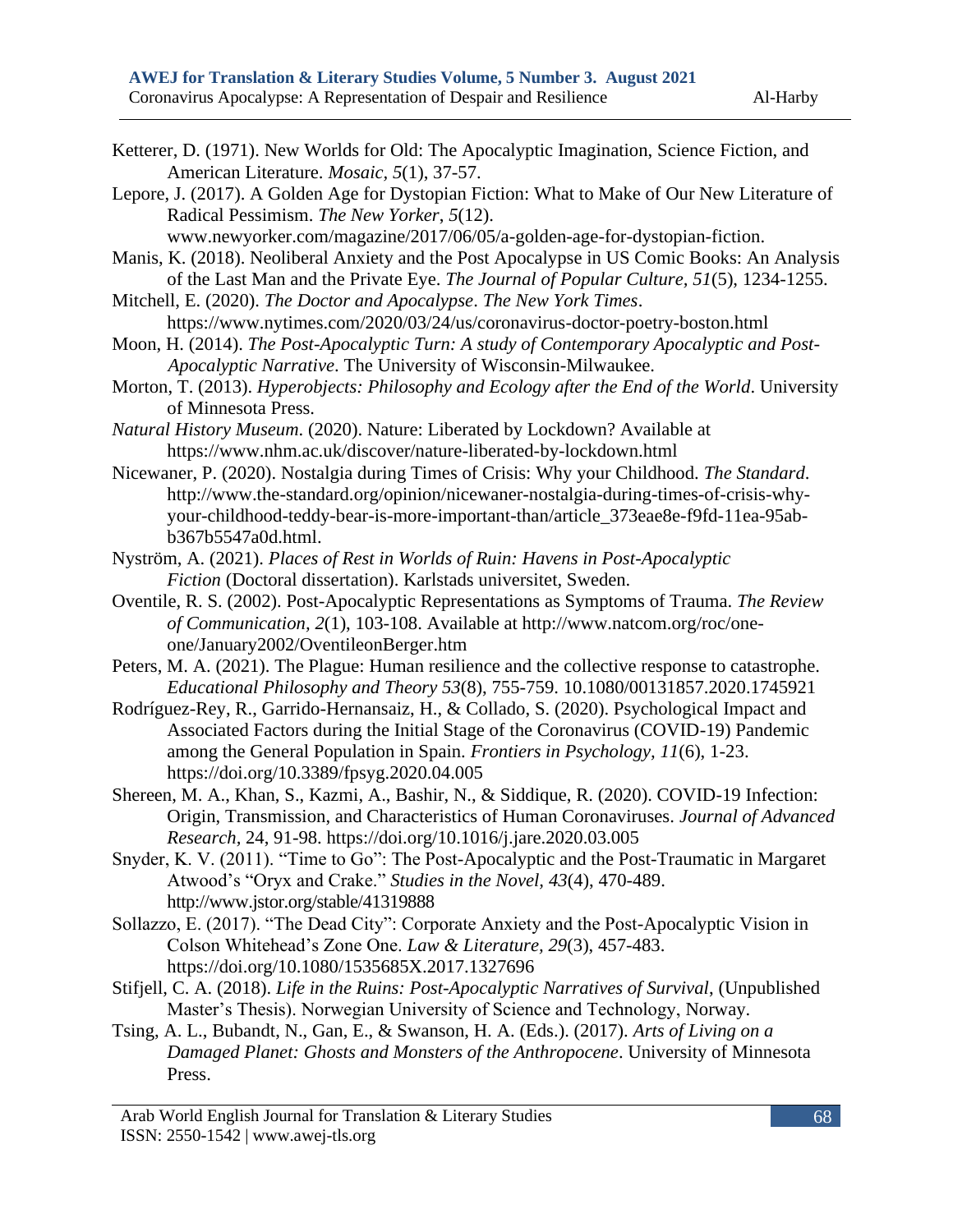Ketterer, D. (1971). New Worlds for Old: The Apocalyptic Imagination, Science Fiction, and American Literature. *Mosaic, 5*(1), 37-57.

Lepore, J. (2017). A Golden Age for Dystopian Fiction: What to Make of Our New Literature of Radical Pessimism. *The New Yorker*, *5*(12). www.newyorker.com/magazine/2017/06/05/a-golden-age-for-dystopian-fiction.

Manis, K. (2018). Neoliberal Anxiety and the Post Apocalypse in US Comic Books: An Analysis of the Last Man and the Private Eye. *The Journal of Popular Culture*, *51*(5), 1234-1255.

Mitchell, E. (2020). *The Doctor and Apocalypse*. *The New York Times*. https://www.nytimes.com/2020/03/24/us/coronavirus-doctor-poetry-boston.html

Moon, H. (2014). *The Post-Apocalyptic Turn: A study of Contemporary Apocalyptic and Post-Apocalyptic Narrative*. The University of Wisconsin-Milwaukee.

Morton, T. (2013). *Hyperobjects: Philosophy and Ecology after the End of the World*. University of Minnesota Press.

*Natural History Museum*. (2020). Nature: Liberated by Lockdown? Available at https://www.nhm.ac.uk/discover/nature-liberated-by-lockdown.html

Nicewaner, P. (2020). Nostalgia during Times of Crisis: Why your Childhood. *The Standard*. http://www.the-standard.org/opinion/nicewaner-nostalgia-during-times-of-crisis-why-your-childhood-teddy-bear-is-more-important-than/article_373eae8e-f9fd-11ea-95ab-b367b5547a0d.html.

Nyström, A. (2021). *Places of Rest in Worlds of Ruin: Havens in Post-Apocalyptic Fiction* (Doctoral dissertation). Karlstads universitet, Sweden.

Oventile, R. S. (2002). Post-Apocalyptic Representations as Symptoms of Trauma. *The Review of Communication, 2*(1), 103-108. Available at http://www.natcom.org/roc/one-one/January2002/OventileonBerger.htm

Peters, M. A. (2021). The Plague: Human resilience and the collective response to catastrophe. *Educational Philosophy and Theory 53*(8), 755-759. 10.1080/00131857.2020.1745921

Rodríguez-Rey, R., Garrido-Hernansaiz, H., & Collado, S. (2020). Psychological Impact and Associated Factors during the Initial Stage of the Coronavirus (COVID-19) Pandemic among the General Population in Spain. *Frontiers in Psychology, 11*(6), 1-23. https://doi.org/10.3389/fpsyg.2020.04.005

Shereen, M. A., Khan, S., Kazmi, A., Bashir, N., & Siddique, R. (2020). COVID-19 Infection: Origin, Transmission, and Characteristics of Human Coronaviruses. *Journal of Advanced Research,* 24, 91-98. https://doi.org/10.1016/j.jare.2020.03.005

Snyder, K. V. (2011). "Time to Go": The Post-Apocalyptic and the Post-Traumatic in Margaret Atwood's "Oryx and Crake." *Studies in the Novel, 43*(4), 470-489. http://www.jstor.org/stable/41319888

Sollazzo, E. (2017). "The Dead City": Corporate Anxiety and the Post-Apocalyptic Vision in Colson Whitehead's Zone One. *Law & Literature, 29*(3), 457-483. https://doi.org/10.1080/1535685X.2017.1327696

Stifjell, C. A. (2018). *Life in the Ruins: Post-Apocalyptic Narratives of Survival*, (Unpublished Master's Thesis). Norwegian University of Science and Technology, Norway.

Tsing, A. L., Bubandt, N., Gan, E., & Swanson, H. A. (Eds.). (2017). *Arts of Living on a Damaged Planet: Ghosts and Monsters of the Anthropocene*. University of Minnesota Press.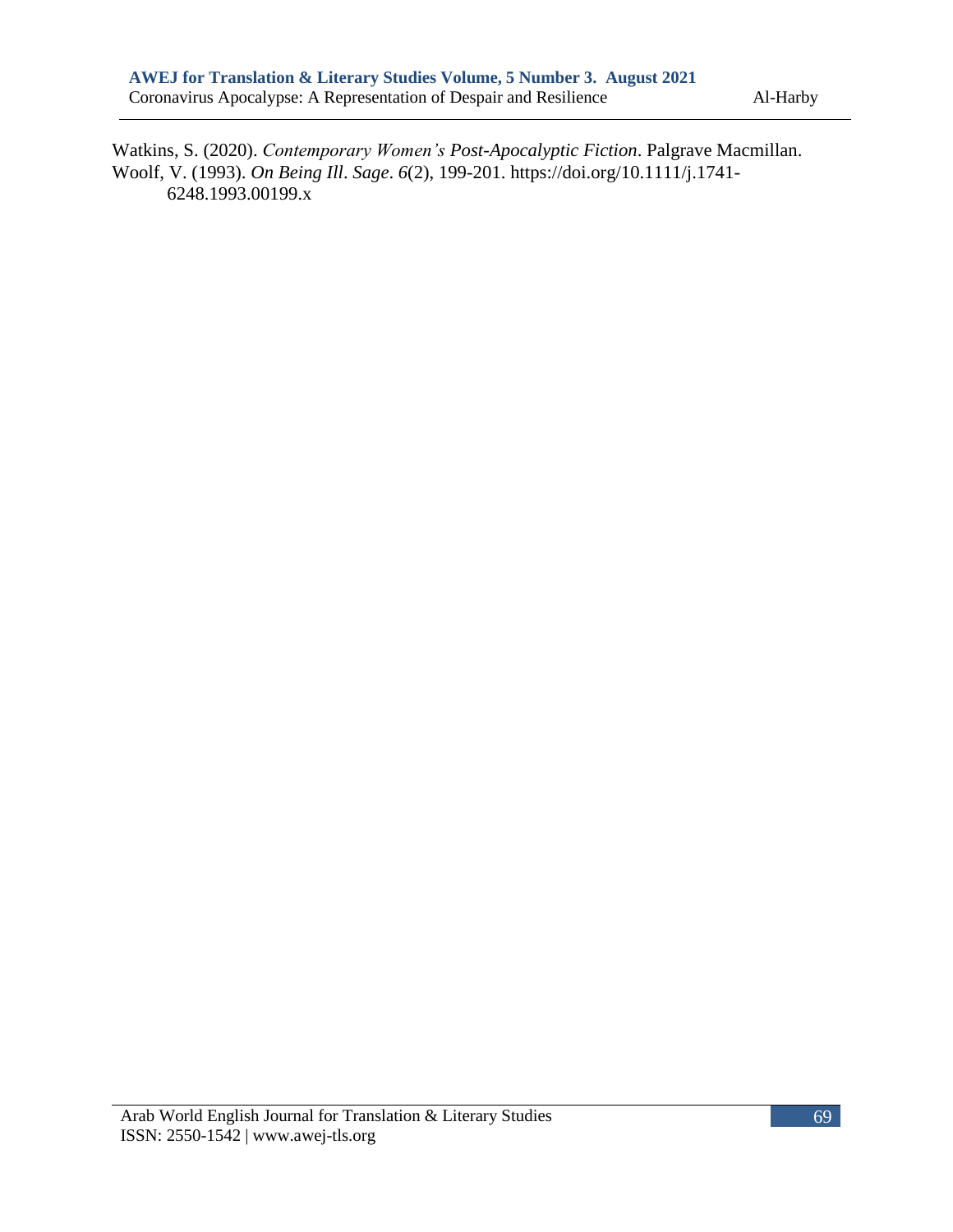Watkins, S. (2020). *Contemporary Women's Post-Apocalyptic Fiction*. Palgrave Macmillan.

Woolf, V. (1993). *On Being Ill*. *Sage*. *6*(2), 199-201. https://doi.org/10.1111/j.1741-6248.1993.00199.x